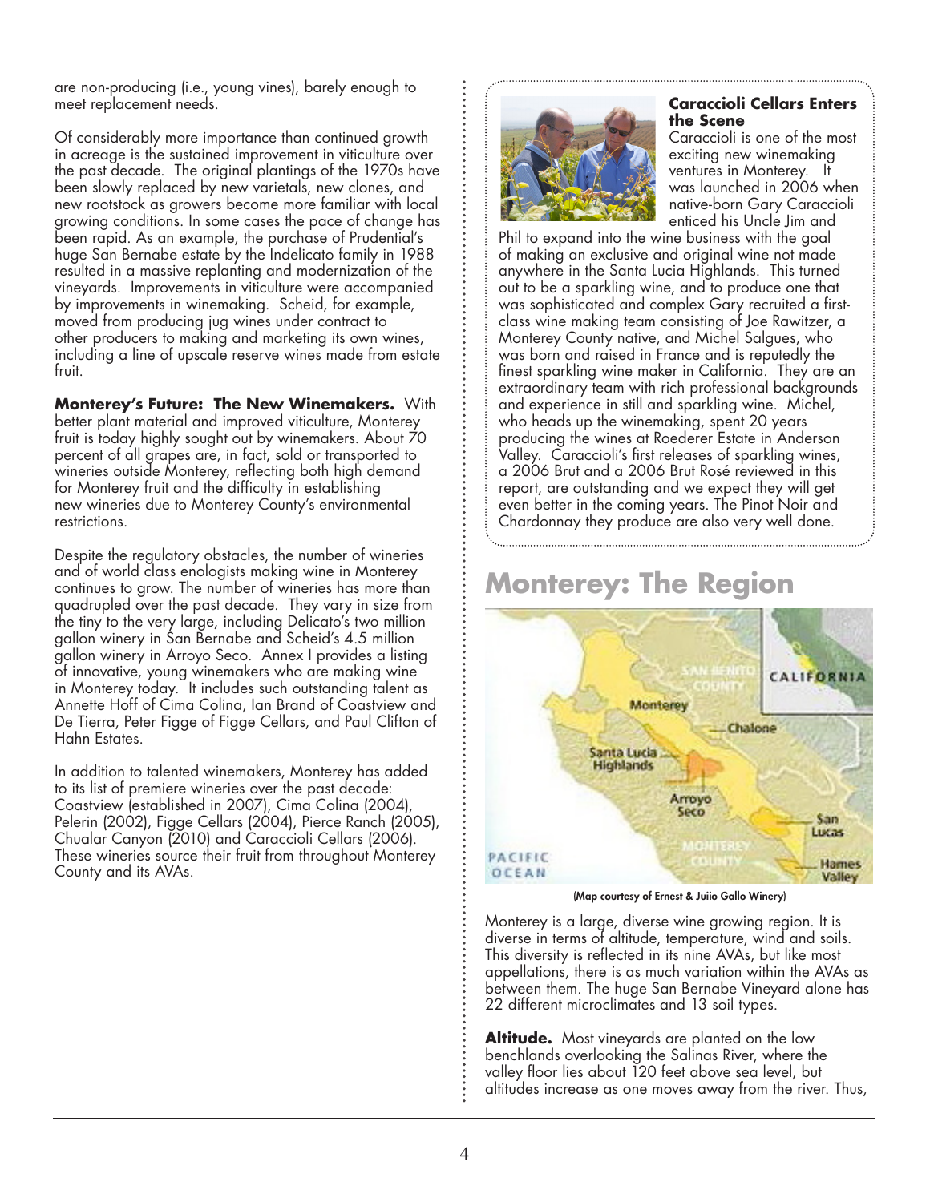are non-producing (i.e., young vines), barely enough to meet replacement needs.

Of considerably more importance than continued growth in acreage is the sustained improvement in viticulture over the past decade. The original plantings of the 1970s have been slowly replaced by new varietals, new clones, and new rootstock as growers become more familiar with local growing conditions. In some cases the pace of change has been rapid. As an example, the purchase of Prudential's huge San Bernabe estate by the Indelicato family in 1988 resulted in a massive replanting and modernization of the vineyards. Improvements in viticulture were accompanied by improvements in winemaking. Scheid, for example, moved from producing jug wines under contract to other producers to making and marketing its own wines, including a line of upscale reserve wines made from estate fruit.

**Monterey's Future: The New Winemakers.** With better plant material and improved viticulture, Monterey fruit is today highly sought out by winemakers. About 70 percent of all grapes are, in fact, sold or transported to wineries outside Monterey, reflecting both high demand for Monterey fruit and the difficulty in establishing new wineries due to Monterey County's environmental restrictions.

Despite the regulatory obstacles, the number of wineries and of world class enologists making wine in Monterey continues to grow. The number of wineries has more than quadrupled over the past decade. They vary in size from the tiny to the very large, including Delicato's two million gallon winery in San Bernabe and Scheid's 4.5 million gallon winery in Arroyo Seco. Annex I provides a listing of innovative, young winemakers who are making wine in Monterey today. It includes such outstanding talent as Annette Hoff of Cima Colina, Ian Brand of Coastview and De Tierra, Peter Figge of Figge Cellars, and Paul Clifton of Hahn Estates.

In addition to talented winemakers, Monterey has added to its list of premiere wineries over the past decade: Coastview (established in 2007), Cima Colina (2004), Pelerin (2002), Figge Cellars (2004), Pierce Ranch (2005), Chualar Canyon (2010) and Caraccioli Cellars (2006). These wineries source their fruit from throughout Monterey County and its AVAs.

**Caraccioli Cellars Enters the Scene**

Caraccioli is one of the most exciting new winemaking ventures in Monterey. It was launched in 2006 when native-born Gary Caraccioli enticed his Uncle Jim and Phil to expand into the wine business with the goal of making an exclusive and original wine not made anywhere in the Santa Lucia Highlands. This turned out to be a sparkling wine, and to produce one that was sophisticated and complex Gary recruited a first-class wine making team consisting of Joe Rawitzer, a Monterey County native, and Michel Salgues, who was born and raised in France and is reputedly the finest sparkling wine maker in California. They are an extraordinary team with rich professional backgrounds and experience in still and sparkling wine. Michel, who heads up the winemaking, spent 20 years producing the wines at Roederer Estate in Anderson Valley. Caraccioli's first releases of sparkling wines, a 2006 Brut and a 2006 Brut Rosé reviewed in this report, are outstanding and we expect they will get even better in the coming years. The Pinot Noir and Chardonnay they produce are also very well done.

# Monterey: The Region

(Map courtesy of Ernest & Julio Gallo Winery)

Monterey is a large, diverse wine growing region. It is diverse in terms of altitude, temperature, wind and soils. This diversity is reflected in its nine AVAs, but like most appellations, there is as much variation within the AVAs as between them. The huge San Bernabe Vineyard alone has 22 different microclimates and 13 soil types.

**Altitude.** Most vineyards are planted on the low benchlands overlooking the Salinas River, where the valley floor lies about 120 feet above sea level, but altitudes increase as one moves away from the river. Thus,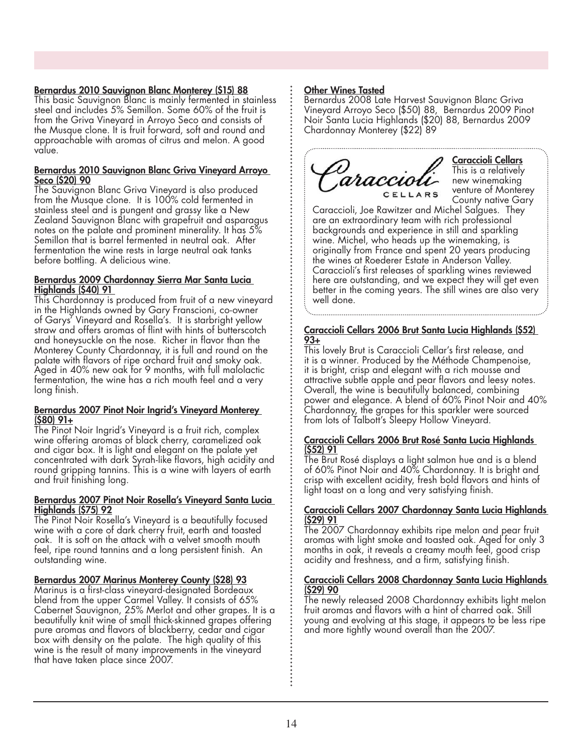**Bernardus 2010 Sauvignon Blanc Monterey ($15) 88**
This basic Sauvignon Blanc is mainly fermented in stainless steel and includes 5% Semillon. Some 60% of the fruit is from the Griva Vineyard in Arroyo Seco and consists of the Musque clone. It is fruit forward, soft and round and approachable with aromas of citrus and melon. A good value.

**Bernardus 2010 Sauvignon Blanc Griva Vineyard Arroyo Seco ($20) 90**
The Sauvignon Blanc Griva Vineyard is also produced from the Musque clone. It is 100% cold fermented in stainless steel and is pungent and grassy like a New Zealand Sauvignon Blanc with grapefruit and asparagus notes on the palate and prominent minerality. It has 5% Semillon that is barrel fermented in neutral oak. After fermentation the wine rests in large neutral oak tanks before bottling. A delicious wine.

**Bernardus 2009 Chardonnay Sierra Mar Santa Lucia Highlands ($40) 91**
This Chardonnay is produced from fruit of a new vineyard in the Highlands owned by Gary Franscioni, co-owner of Garys' Vineyard and Rosella's. It is starbright yellow straw and offers aromas of flint with hints of butterscotch and honeysuckle on the nose. Richer in flavor than the Monterey County Chardonnay, it is full and round on the palate with flavors of ripe orchard fruit and smoky oak. Aged in 40% new oak for 9 months, with full malolactic fermentation, the wine has a rich mouth feel and a very long finish.

**Bernardus 2007 Pinot Noir Ingrid's Vineyard Monterey ($80) 91+**
The Pinot Noir Ingrid's Vineyard is a fruit rich, complex wine offering aromas of black cherry, caramelized oak and cigar box. It is light and elegant on the palate yet concentrated with dark Syrah-like flavors, high acidity and round gripping tannins. This is a wine with layers of earth and fruit finishing long.

**Bernardus 2007 Pinot Noir Rosella's Vineyard Santa Lucia Highlands ($75) 92**
The Pinot Noir Rosella's Vineyard is a beautifully focused wine with a core of dark cherry fruit, earth and toasted oak. It is soft on the attack with a velvet smooth mouth feel, ripe round tannins and a long persistent finish. An outstanding wine.

**Bernardus 2007 Marinus Monterey County ($28) 93**
Marinus is a first-class vineyard-designated Bordeaux blend from the upper Carmel Valley. It consists of 65% Cabernet Sauvignon, 25% Merlot and other grapes. It is a beautifully knit wine of small thick-skinned grapes offering pure aromas and flavors of blackberry, cedar and cigar box with density on the palate. The high quality of this wine is the result of many improvements in the vineyard that have taken place since 2007.

**Other Wines Tasted**
Bernardus 2008 Late Harvest Sauvignon Blanc Griva Vineyard Arroyo Seco ($50) 88, Bernardus 2009 Pinot Noir Santa Lucia Highlands ($20) 88, Bernardus 2009 Chardonnay Monterey ($22) 89

Caracciolí CELLARS

**Caracciolí Cellars**
This is a relatively new winemaking venture of Monterey County native Gary Caracciolí, Joe Rawitzer and Michel Salgues. They are an extraordinary team with rich professional backgrounds and experience in still and sparkling wine. Michel, who heads up the winemaking, is originally from France and spent 20 years producing the wines at Roederer Estate in Anderson Valley. Caracciolí's first releases of sparkling wines reviewed here are outstanding, and we expect they will get even better in the coming years. The still wines are also very well done.

**Caracciolí Cellars 2006 Brut Santa Lucia Highlands ($52) 93+**
This lovely Brut is Caracciolí Cellar's first release, and it is a winner. Produced by the Méthode Champenoise, it is bright, crisp and elegant with a rich mousse and attractive subtle apple and pear flavors and leesy notes. Overall, the wine is beautifully balanced, combining power and elegance. A blend of 60% Pinot Noir and 40% Chardonnay, the grapes for this sparkler were sourced from lots of Talbott's Sleepy Hollow Vineyard.

**Caracciolí Cellars 2006 Brut Rosé Santa Lucia Highlands ($52) 91**
The Brut Rosé displays a light salmon hue and is a blend of 60% Pinot Noir and 40% Chardonnay. It is bright and crisp with excellent acidity, fresh bold flavors and hints of light toast on a long and very satisfying finish.

**Caracciolí Cellars 2007 Chardonnay Santa Lucia Highlands ($29) 91**
The 2007 Chardonnay exhibits ripe melon and pear fruit aromas with light smoke and toasted oak. Aged for only 3 months in oak, it reveals a creamy mouth feel, good crisp acidity and freshness, and a firm, satisfying finish.

**Caracciolí Cellars 2008 Chardonnay Santa Lucia Highlands ($29) 90**
The newly released 2008 Chardonnay exhibits light melon fruit aromas and flavors with a hint of charred oak. Still young and evolving at this stage, it appears to be less ripe and more tightly wound overall than the 2007.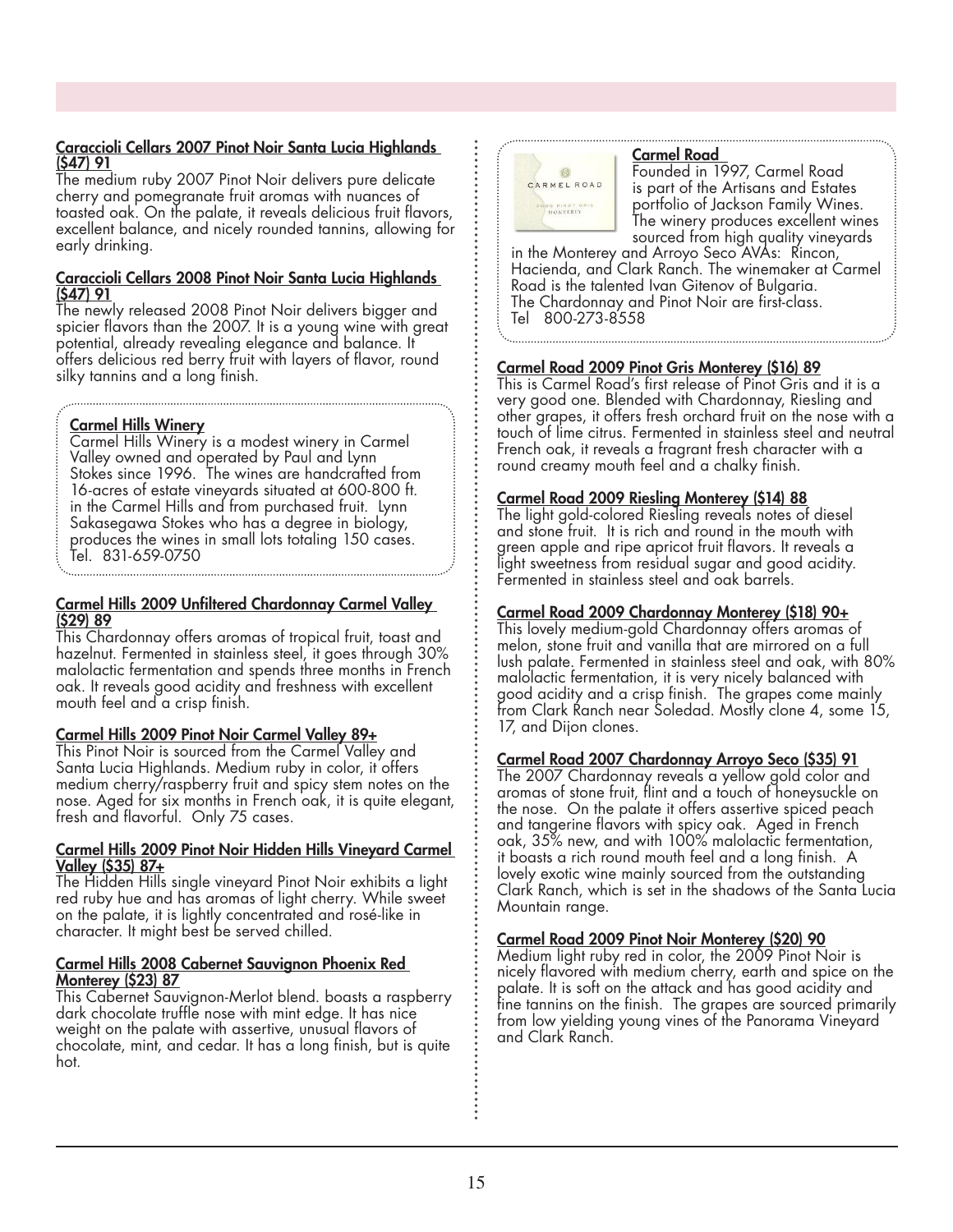**Caraccioli Cellars 2007 Pinot Noir Santa Lucia Highlands ($47) 91**

The medium ruby 2007 Pinot Noir delivers pure delicate cherry and pomegranate fruit aromas with nuances of toasted oak. On the palate, it reveals delicious fruit flavors, excellent balance, and nicely rounded tannins, allowing for early drinking.

**Caraccioli Cellars 2008 Pinot Noir Santa Lucia Highlands ($47) 91**

The newly released 2008 Pinot Noir delivers bigger and spicier flavors than the 2007. It is a young wine with great potential, already revealing elegance and balance. It offers delicious red berry fruit with layers of flavor, round silky tannins and a long finish.

**Carmel Hills Winery**

Carmel Hills Winery is a modest winery in Carmel Valley owned and operated by Paul and Lynn Stokes since 1996. The wines are handcrafted from 16-acres of estate vineyards situated at 600-800 ft. in the Carmel Hills and from purchased fruit. Lynn Sakasegawa Stokes who has a degree in biology, produces the wines in small lots totaling 150 cases. Tel. 831-659-0750

**Carmel Hills 2009 Unfiltered Chardonnay Carmel Valley ($29) 89**

This Chardonnay offers aromas of tropical fruit, toast and hazelnut. Fermented in stainless steel, it goes through 30% malolactic fermentation and spends three months in French oak. It reveals good acidity and freshness with excellent mouth feel and a crisp finish.

**Carmel Hills 2009 Pinot Noir Carmel Valley 89+**

This Pinot Noir is sourced from the Carmel Valley and Santa Lucia Highlands. Medium ruby in color, it offers medium cherry/raspberry fruit and spicy stem notes on the nose. Aged for six months in French oak, it is quite elegant, fresh and flavorful. Only 75 cases.

**Carmel Hills 2009 Pinot Noir Hidden Hills Vineyard Carmel Valley ($35) 87+**

The Hidden Hills single vineyard Pinot Noir exhibits a light red ruby hue and has aromas of light cherry. While sweet on the palate, it is lightly concentrated and rosé-like in character. It might best be served chilled.

**Carmel Hills 2008 Cabernet Sauvignon Phoenix Red Monterey ($23) 87**

This Cabernet Sauvignon-Merlot blend. boasts a raspberry dark chocolate truffle nose with mint edge. It has nice weight on the palate with assertive, unusual flavors of chocolate, mint, and cedar. It has a long finish, but is quite hot.

**Carmel Road**

Founded in 1997, Carmel Road is part of the Artisans and Estates portfolio of Jackson Family Wines. The winery produces excellent wines sourced from high quality vineyards in the Monterey and Arroyo Seco AVAs: Rincon, Hacienda, and Clark Ranch. The winemaker at Carmel Road is the talented Ivan Gitenov of Bulgaria. The Chardonnay and Pinot Noir are first-class.
Tel 800-273-8558

**Carmel Road 2009 Pinot Gris Monterey ($16) 89**

This is Carmel Road's first release of Pinot Gris and it is a very good one. Blended with Chardonnay, Riesling and other grapes, it offers fresh orchard fruit on the nose with a touch of lime citrus. Fermented in stainless steel and neutral French oak, it reveals a fragrant fresh character with a round creamy mouth feel and a chalky finish.

**Carmel Road 2009 Riesling Monterey ($14) 88**

The light gold-colored Riesling reveals notes of diesel and stone fruit. It is rich and round in the mouth with green apple and ripe apricot fruit flavors. It reveals a light sweetness from residual sugar and good acidity. Fermented in stainless steel and oak barrels.

**Carmel Road 2009 Chardonnay Monterey ($18) 90+**

This lovely medium-gold Chardonnay offers aromas of melon, stone fruit and vanilla that are mirrored on a full lush palate. Fermented in stainless steel and oak, with 80% malolactic fermentation, it is very nicely balanced with good acidity and a crisp finish. The grapes come mainly from Clark Ranch near Soledad. Mostly clone 4, some 15, 17, and Dijon clones.

**Carmel Road 2007 Chardonnay Arroyo Seco ($35) 91**

The 2007 Chardonnay reveals a yellow gold color and aromas of stone fruit, flint and a touch of honeysuckle on the nose. On the palate it offers assertive spiced peach and tangerine flavors with spicy oak. Aged in French oak, 35% new, and with 100% malolactic fermentation, it boasts a rich round mouth feel and a long finish. A lovely exotic wine mainly sourced from the outstanding Clark Ranch, which is set in the shadows of the Santa Lucia Mountain range.

**Carmel Road 2009 Pinot Noir Monterey ($20) 90**

Medium light ruby red in color, the 2009 Pinot Noir is nicely flavored with medium cherry, earth and spice on the palate. It is soft on the attack and has good acidity and fine tannins on the finish. The grapes are sourced primarily from low yielding young vines of the Panorama Vineyard and Clark Ranch.